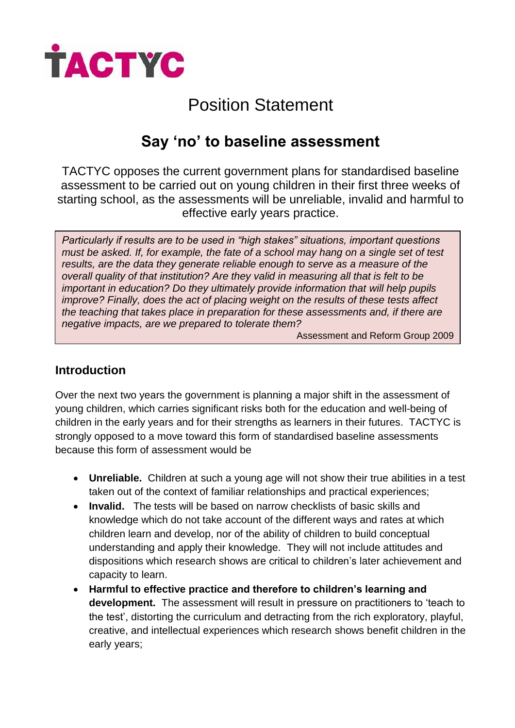TACTYC

# Position Statement

## Say ‘no’ to baseline assessment

TACTYC opposes the current government plans for standardised baseline assessment to be carried out on young children in their first three weeks of starting school, as the assessments will be unreliable, invalid and harmful to effective early years practice.

> *Particularly if results are to be used in “high stakes” situations, important questions must be asked. If, for example, the fate of a school may hang on a single set of test results, are the data they generate reliable enough to serve as a measure of the overall quality of that institution? Are they valid in measuring all that is felt to be important in education? Do they ultimately provide information that will help pupils improve? Finally, does the act of placing weight on the results of these tests affect the teaching that takes place in preparation for these assessments and, if there are negative impacts, are we prepared to tolerate them?*
>
> Assessment and Reform Group 2009

### Introduction

Over the next two years the government is planning a major shift in the assessment of young children, which carries significant risks both for the education and well-being of children in the early years and for their strengths as learners in their futures. TACTYC is strongly opposed to a move toward this form of standardised baseline assessments because this form of assessment would be

- **Unreliable.** Children at such a young age will not show their true abilities in a test taken out of the context of familiar relationships and practical experiences;
- **Invalid.** The tests will be based on narrow checklists of basic skills and knowledge which do not take account of the different ways and rates at which children learn and develop, nor of the ability of children to build conceptual understanding and apply their knowledge. They will not include attitudes and dispositions which research shows are critical to children’s later achievement and capacity to learn.
- **Harmful to effective practice and therefore to children’s learning and development.** The assessment will result in pressure on practitioners to ‘teach to the test’, distorting the curriculum and detracting from the rich exploratory, playful, creative, and intellectual experiences which research shows benefit children in the early years;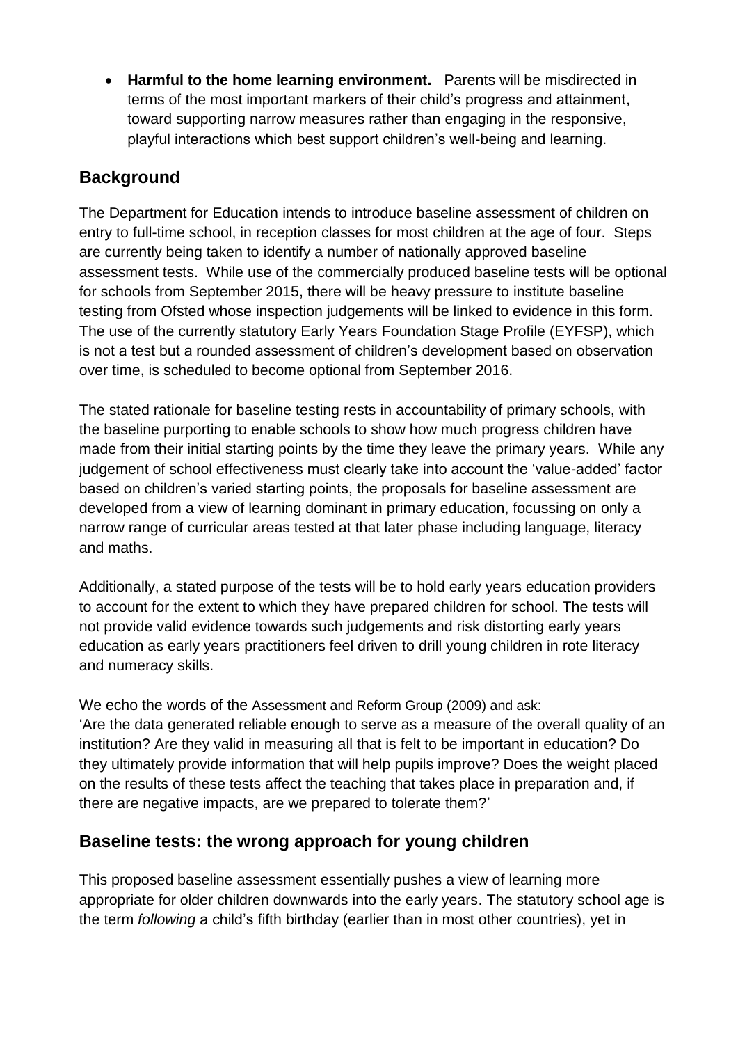- **Harmful to the home learning environment.** Parents will be misdirected in terms of the most important markers of their child's progress and attainment, toward supporting narrow measures rather than engaging in the responsive, playful interactions which best support children's well-being and learning.

## Background

The Department for Education intends to introduce baseline assessment of children on entry to full-time school, in reception classes for most children at the age of four. Steps are currently being taken to identify a number of nationally approved baseline assessment tests. While use of the commercially produced baseline tests will be optional for schools from September 2015, there will be heavy pressure to institute baseline testing from Ofsted whose inspection judgements will be linked to evidence in this form. The use of the currently statutory Early Years Foundation Stage Profile (EYFSP), which is not a test but a rounded assessment of children's development based on observation over time, is scheduled to become optional from September 2016.

The stated rationale for baseline testing rests in accountability of primary schools, with the baseline purporting to enable schools to show how much progress children have made from their initial starting points by the time they leave the primary years. While any judgement of school effectiveness must clearly take into account the 'value-added' factor based on children's varied starting points, the proposals for baseline assessment are developed from a view of learning dominant in primary education, focussing on only a narrow range of curricular areas tested at that later phase including language, literacy and maths.

Additionally, a stated purpose of the tests will be to hold early years education providers to account for the extent to which they have prepared children for school. The tests will not provide valid evidence towards such judgements and risk distorting early years education as early years practitioners feel driven to drill young children in rote literacy and numeracy skills.

We echo the words of the Assessment and Reform Group (2009) and ask:
'Are the data generated reliable enough to serve as a measure of the overall quality of an institution? Are they valid in measuring all that is felt to be important in education? Do they ultimately provide information that will help pupils improve? Does the weight placed on the results of these tests affect the teaching that takes place in preparation and, if there are negative impacts, are we prepared to tolerate them?'

## Baseline tests: the wrong approach for young children

This proposed baseline assessment essentially pushes a view of learning more appropriate for older children downwards into the early years. The statutory school age is the term *following* a child's fifth birthday (earlier than in most other countries), yet in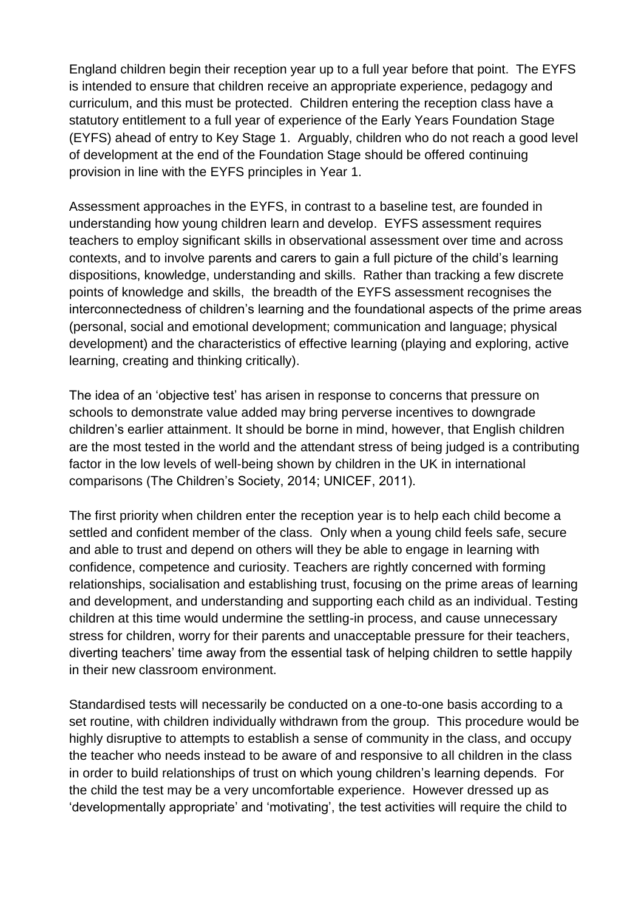England children begin their reception year up to a full year before that point. The EYFS is intended to ensure that children receive an appropriate experience, pedagogy and curriculum, and this must be protected. Children entering the reception class have a statutory entitlement to a full year of experience of the Early Years Foundation Stage (EYFS) ahead of entry to Key Stage 1. Arguably, children who do not reach a good level of development at the end of the Foundation Stage should be offered continuing provision in line with the EYFS principles in Year 1.

Assessment approaches in the EYFS, in contrast to a baseline test, are founded in understanding how young children learn and develop. EYFS assessment requires teachers to employ significant skills in observational assessment over time and across contexts, and to involve parents and carers to gain a full picture of the child's learning dispositions, knowledge, understanding and skills. Rather than tracking a few discrete points of knowledge and skills, the breadth of the EYFS assessment recognises the interconnectedness of children's learning and the foundational aspects of the prime areas (personal, social and emotional development; communication and language; physical development) and the characteristics of effective learning (playing and exploring, active learning, creating and thinking critically).

The idea of an 'objective test' has arisen in response to concerns that pressure on schools to demonstrate value added may bring perverse incentives to downgrade children's earlier attainment. It should be borne in mind, however, that English children are the most tested in the world and the attendant stress of being judged is a contributing factor in the low levels of well-being shown by children in the UK in international comparisons (The Children's Society, 2014; UNICEF, 2011).

The first priority when children enter the reception year is to help each child become a settled and confident member of the class. Only when a young child feels safe, secure and able to trust and depend on others will they be able to engage in learning with confidence, competence and curiosity. Teachers are rightly concerned with forming relationships, socialisation and establishing trust, focusing on the prime areas of learning and development, and understanding and supporting each child as an individual. Testing children at this time would undermine the settling-in process, and cause unnecessary stress for children, worry for their parents and unacceptable pressure for their teachers, diverting teachers' time away from the essential task of helping children to settle happily in their new classroom environment.

Standardised tests will necessarily be conducted on a one-to-one basis according to a set routine, with children individually withdrawn from the group. This procedure would be highly disruptive to attempts to establish a sense of community in the class, and occupy the teacher who needs instead to be aware of and responsive to all children in the class in order to build relationships of trust on which young children's learning depends. For the child the test may be a very uncomfortable experience. However dressed up as 'developmentally appropriate' and 'motivating', the test activities will require the child to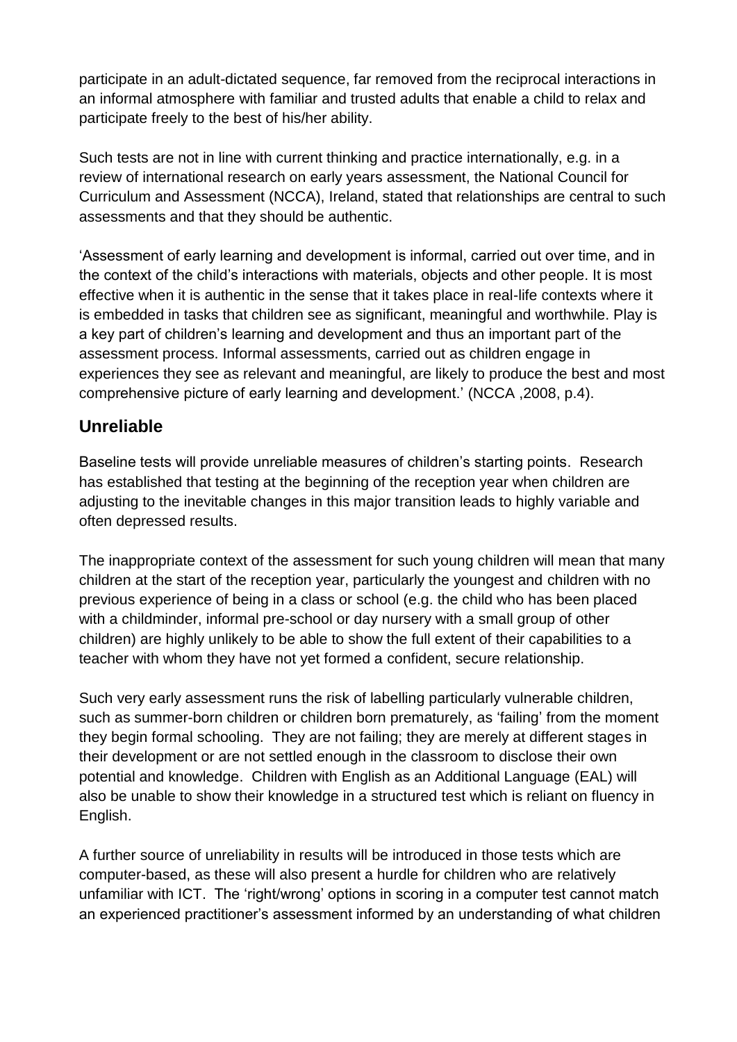participate in an adult-dictated sequence, far removed from the reciprocal interactions in an informal atmosphere with familiar and trusted adults that enable a child to relax and participate freely to the best of his/her ability.

Such tests are not in line with current thinking and practice internationally, e.g. in a review of international research on early years assessment, the National Council for Curriculum and Assessment (NCCA), Ireland, stated that relationships are central to such assessments and that they should be authentic.

'Assessment of early learning and development is informal, carried out over time, and in the context of the child's interactions with materials, objects and other people. It is most effective when it is authentic in the sense that it takes place in real-life contexts where it is embedded in tasks that children see as significant, meaningful and worthwhile. Play is a key part of children's learning and development and thus an important part of the assessment process. Informal assessments, carried out as children engage in experiences they see as relevant and meaningful, are likely to produce the best and most comprehensive picture of early learning and development.' (NCCA ,2008, p.4).

## Unreliable

Baseline tests will provide unreliable measures of children's starting points. Research has established that testing at the beginning of the reception year when children are adjusting to the inevitable changes in this major transition leads to highly variable and often depressed results.

The inappropriate context of the assessment for such young children will mean that many children at the start of the reception year, particularly the youngest and children with no previous experience of being in a class or school (e.g. the child who has been placed with a childminder, informal pre-school or day nursery with a small group of other children) are highly unlikely to be able to show the full extent of their capabilities to a teacher with whom they have not yet formed a confident, secure relationship.

Such very early assessment runs the risk of labelling particularly vulnerable children, such as summer-born children or children born prematurely, as 'failing' from the moment they begin formal schooling. They are not failing; they are merely at different stages in their development or are not settled enough in the classroom to disclose their own potential and knowledge. Children with English as an Additional Language (EAL) will also be unable to show their knowledge in a structured test which is reliant on fluency in English.

A further source of unreliability in results will be introduced in those tests which are computer-based, as these will also present a hurdle for children who are relatively unfamiliar with ICT. The 'right/wrong' options in scoring in a computer test cannot match an experienced practitioner's assessment informed by an understanding of what children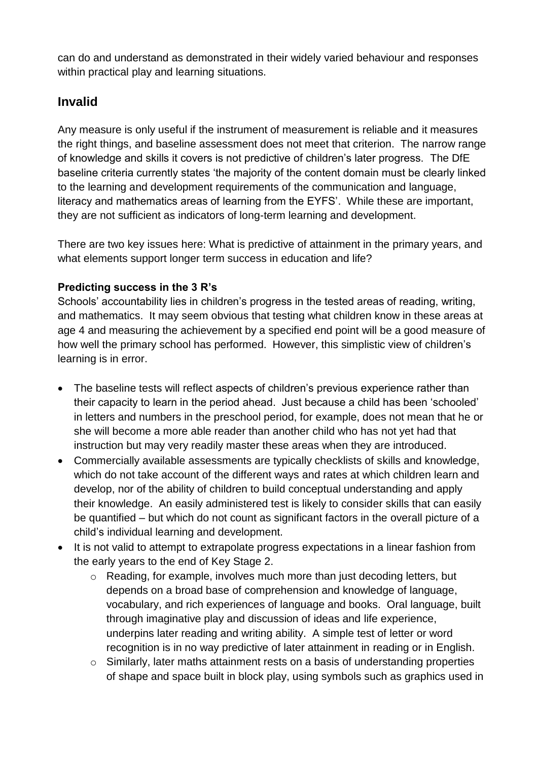can do and understand as demonstrated in their widely varied behaviour and responses within practical play and learning situations.

## Invalid

Any measure is only useful if the instrument of measurement is reliable and it measures the right things, and baseline assessment does not meet that criterion. The narrow range of knowledge and skills it covers is not predictive of children's later progress. The DfE baseline criteria currently states 'the majority of the content domain must be clearly linked to the learning and development requirements of the communication and language, literacy and mathematics areas of learning from the EYFS'. While these are important, they are not sufficient as indicators of long-term learning and development.

There are two key issues here: What is predictive of attainment in the primary years, and what elements support longer term success in education and life?

**Predicting success in the 3 R's**

Schools' accountability lies in children's progress in the tested areas of reading, writing, and mathematics. It may seem obvious that testing what children know in these areas at age 4 and measuring the achievement by a specified end point will be a good measure of how well the primary school has performed. However, this simplistic view of children's learning is in error.

- The baseline tests will reflect aspects of children's previous experience rather than their capacity to learn in the period ahead. Just because a child has been 'schooled' in letters and numbers in the preschool period, for example, does not mean that he or she will become a more able reader than another child who has not yet had that instruction but may very readily master these areas when they are introduced.
- Commercially available assessments are typically checklists of skills and knowledge, which do not take account of the different ways and rates at which children learn and develop, nor of the ability of children to build conceptual understanding and apply their knowledge. An easily administered test is likely to consider skills that can easily be quantified – but which do not count as significant factors in the overall picture of a child's individual learning and development.
- It is not valid to attempt to extrapolate progress expectations in a linear fashion from the early years to the end of Key Stage 2.
    - Reading, for example, involves much more than just decoding letters, but depends on a broad base of comprehension and knowledge of language, vocabulary, and rich experiences of language and books. Oral language, built through imaginative play and discussion of ideas and life experience, underpins later reading and writing ability. A simple test of letter or word recognition is in no way predictive of later attainment in reading or in English.
    - Similarly, later maths attainment rests on a basis of understanding properties of shape and space built in block play, using symbols such as graphics used in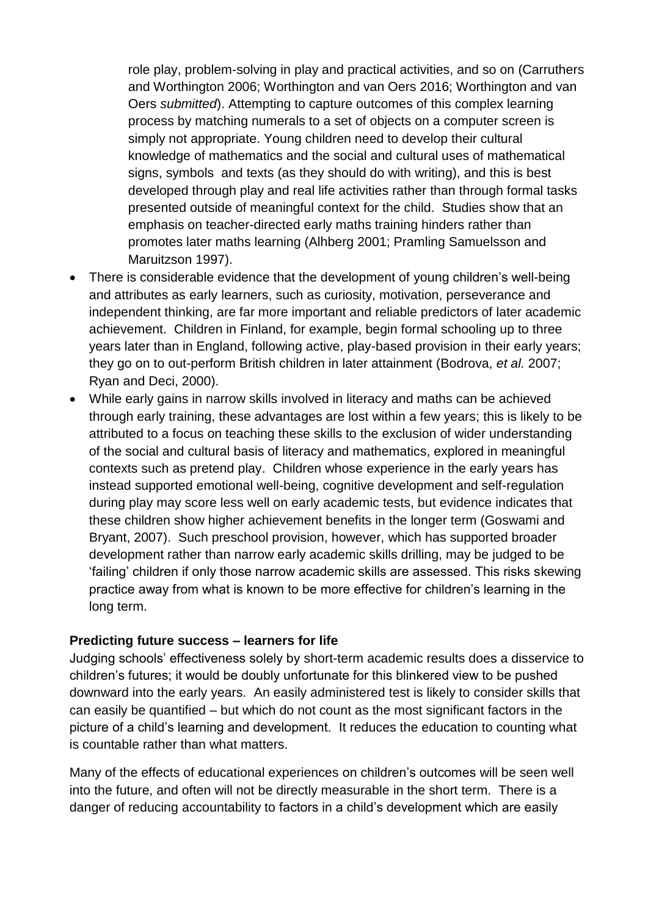role play, problem-solving in play and practical activities, and so on (Carruthers and Worthington 2006; Worthington and van Oers 2016; Worthington and van Oers *submitted*). Attempting to capture outcomes of this complex learning process by matching numerals to a set of objects on a computer screen is simply not appropriate. Young children need to develop their cultural knowledge of mathematics and the social and cultural uses of mathematical signs, symbols and texts (as they should do with writing), and this is best developed through play and real life activities rather than through formal tasks presented outside of meaningful context for the child. Studies show that an emphasis on teacher-directed early maths training hinders rather than promotes later maths learning (Alhberg 2001; Pramling Samuelsson and Maruitzson 1997).

- There is considerable evidence that the development of young children's well-being and attributes as early learners, such as curiosity, motivation, perseverance and independent thinking, are far more important and reliable predictors of later academic achievement. Children in Finland, for example, begin formal schooling up to three years later than in England, following active, play-based provision in their early years; they go on to out-perform British children in later attainment (Bodrova, *et al.* 2007; Ryan and Deci, 2000).
- While early gains in narrow skills involved in literacy and maths can be achieved through early training, these advantages are lost within a few years; this is likely to be attributed to a focus on teaching these skills to the exclusion of wider understanding of the social and cultural basis of literacy and mathematics, explored in meaningful contexts such as pretend play. Children whose experience in the early years has instead supported emotional well-being, cognitive development and self-regulation during play may score less well on early academic tests, but evidence indicates that these children show higher achievement benefits in the longer term (Goswami and Bryant, 2007). Such preschool provision, however, which has supported broader development rather than narrow early academic skills drilling, may be judged to be 'failing' children if only those narrow academic skills are assessed. This risks skewing practice away from what is known to be more effective for children's learning in the long term.

**Predicting future success – learners for life**

Judging schools' effectiveness solely by short-term academic results does a disservice to children's futures; it would be doubly unfortunate for this blinkered view to be pushed downward into the early years. An easily administered test is likely to consider skills that can easily be quantified – but which do not count as the most significant factors in the picture of a child's learning and development. It reduces the education to counting what is countable rather than what matters.

Many of the effects of educational experiences on children's outcomes will be seen well into the future, and often will not be directly measurable in the short term. There is a danger of reducing accountability to factors in a child's development which are easily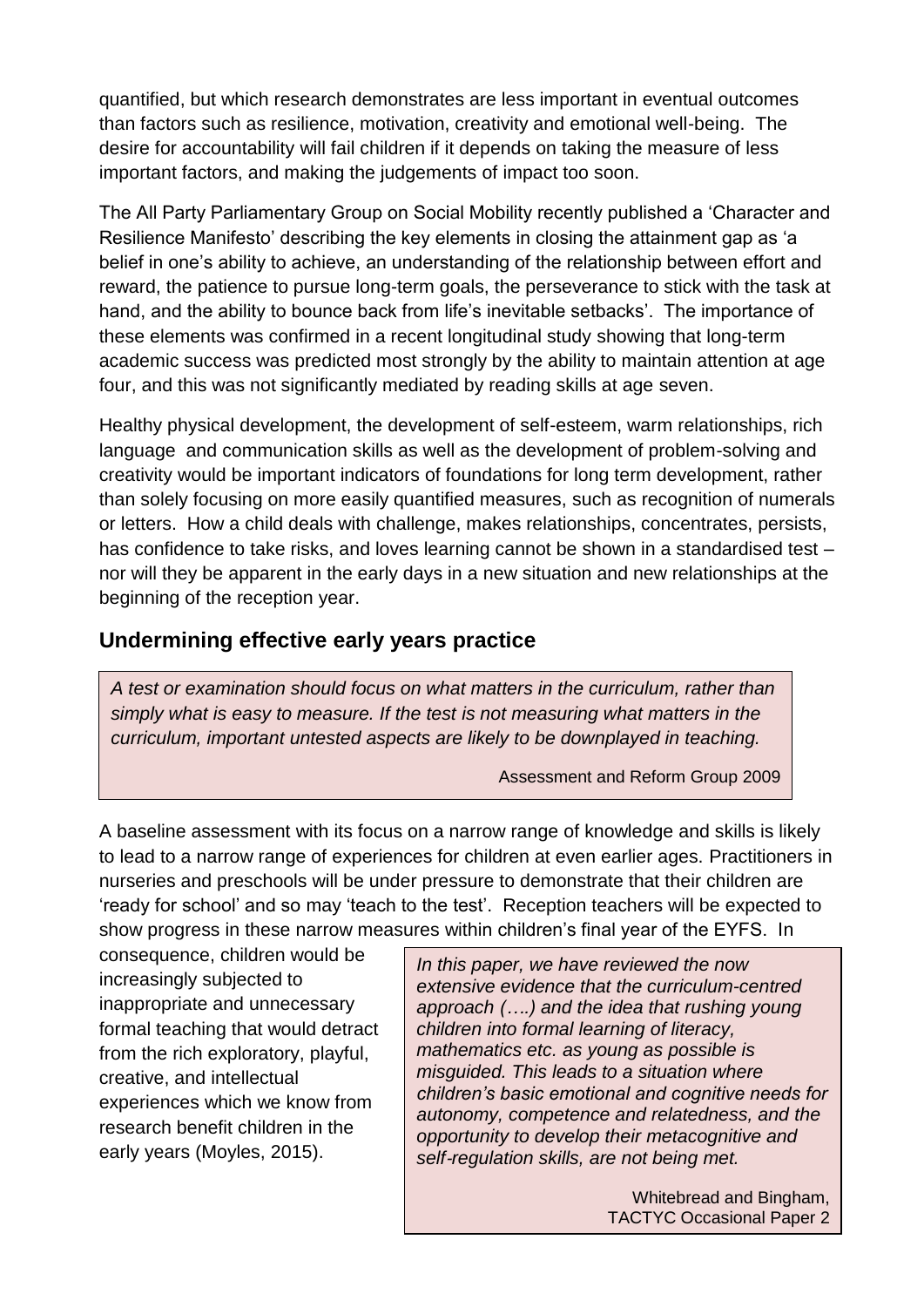quantified, but which research demonstrates are less important in eventual outcomes than factors such as resilience, motivation, creativity and emotional well-being. The desire for accountability will fail children if it depends on taking the measure of less important factors, and making the judgements of impact too soon.

The All Party Parliamentary Group on Social Mobility recently published a 'Character and Resilience Manifesto' describing the key elements in closing the attainment gap as 'a belief in one's ability to achieve, an understanding of the relationship between effort and reward, the patience to pursue long-term goals, the perseverance to stick with the task at hand, and the ability to bounce back from life's inevitable setbacks'. The importance of these elements was confirmed in a recent longitudinal study showing that long-term academic success was predicted most strongly by the ability to maintain attention at age four, and this was not significantly mediated by reading skills at age seven.

Healthy physical development, the development of self-esteem, warm relationships, rich language and communication skills as well as the development of problem-solving and creativity would be important indicators of foundations for long term development, rather than solely focusing on more easily quantified measures, such as recognition of numerals or letters. How a child deals with challenge, makes relationships, concentrates, persists, has confidence to take risks, and loves learning cannot be shown in a standardised test – nor will they be apparent in the early days in a new situation and new relationships at the beginning of the reception year.

## Undermining effective early years practice

> *A test or examination should focus on what matters in the curriculum, rather than simply what is easy to measure. If the test is not measuring what matters in the curriculum, important untested aspects are likely to be downplayed in teaching.*
>
> Assessment and Reform Group 2009

A baseline assessment with its focus on a narrow range of knowledge and skills is likely to lead to a narrow range of experiences for children at even earlier ages. Practitioners in nurseries and preschools will be under pressure to demonstrate that their children are 'ready for school' and so may 'teach to the test'. Reception teachers will be expected to show progress in these narrow measures within children's final year of the EYFS. In consequence, children would be increasingly subjected to inappropriate and unnecessary formal teaching that would detract from the rich exploratory, playful, creative, and intellectual experiences which we know from research benefit children in the early years (Moyles, 2015).

> *In this paper, we have reviewed the now extensive evidence that the curriculum-centred approach (….) and the idea that rushing young children into formal learning of literacy, mathematics etc. as young as possible is misguided. This leads to a situation where children's basic emotional and cognitive needs for autonomy, competence and relatedness, and the opportunity to develop their metacognitive and self-regulation skills, are not being met.*
>
> Whitebread and Bingham, TACTYC Occasional Paper 2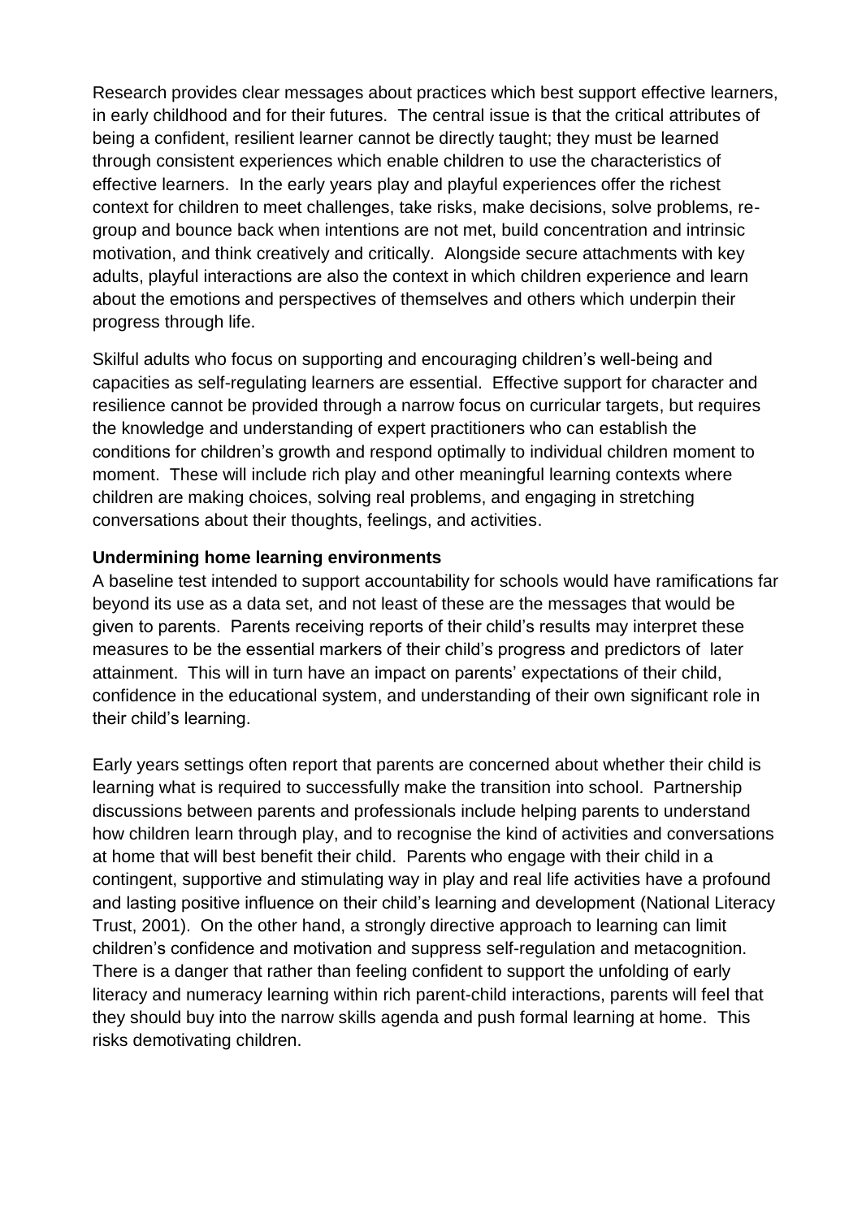Research provides clear messages about practices which best support effective learners, in early childhood and for their futures. The central issue is that the critical attributes of being a confident, resilient learner cannot be directly taught; they must be learned through consistent experiences which enable children to use the characteristics of effective learners. In the early years play and playful experiences offer the richest context for children to meet challenges, take risks, make decisions, solve problems, re-group and bounce back when intentions are not met, build concentration and intrinsic motivation, and think creatively and critically. Alongside secure attachments with key adults, playful interactions are also the context in which children experience and learn about the emotions and perspectives of themselves and others which underpin their progress through life.

Skilful adults who focus on supporting and encouraging children's well-being and capacities as self-regulating learners are essential. Effective support for character and resilience cannot be provided through a narrow focus on curricular targets, but requires the knowledge and understanding of expert practitioners who can establish the conditions for children's growth and respond optimally to individual children moment to moment. These will include rich play and other meaningful learning contexts where children are making choices, solving real problems, and engaging in stretching conversations about their thoughts, feelings, and activities.

**Undermining home learning environments**

A baseline test intended to support accountability for schools would have ramifications far beyond its use as a data set, and not least of these are the messages that would be given to parents. Parents receiving reports of their child's results may interpret these measures to be the essential markers of their child's progress and predictors of later attainment. This will in turn have an impact on parents' expectations of their child, confidence in the educational system, and understanding of their own significant role in their child's learning.

Early years settings often report that parents are concerned about whether their child is learning what is required to successfully make the transition into school. Partnership discussions between parents and professionals include helping parents to understand how children learn through play, and to recognise the kind of activities and conversations at home that will best benefit their child. Parents who engage with their child in a contingent, supportive and stimulating way in play and real life activities have a profound and lasting positive influence on their child's learning and development (National Literacy Trust, 2001). On the other hand, a strongly directive approach to learning can limit children's confidence and motivation and suppress self-regulation and metacognition. There is a danger that rather than feeling confident to support the unfolding of early literacy and numeracy learning within rich parent-child interactions, parents will feel that they should buy into the narrow skills agenda and push formal learning at home. This risks demotivating children.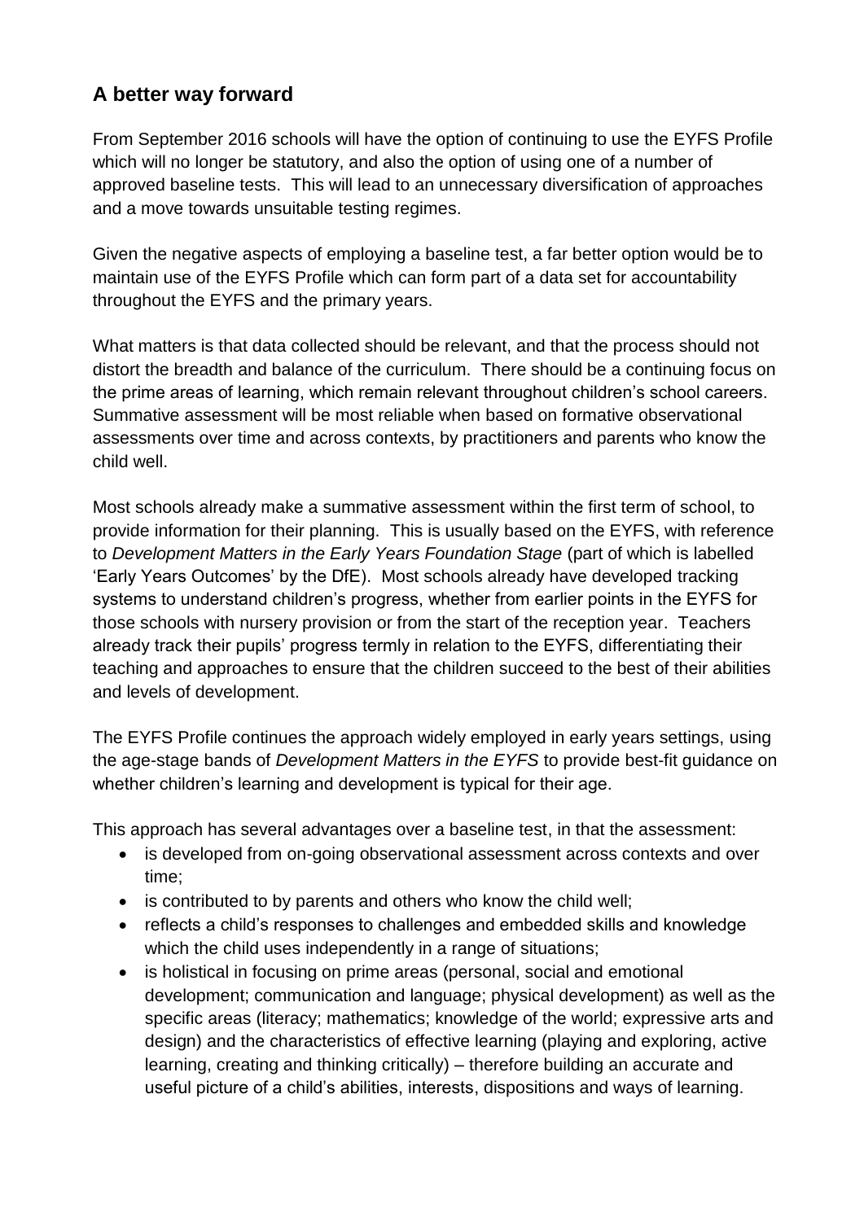## A better way forward

From September 2016 schools will have the option of continuing to use the EYFS Profile which will no longer be statutory, and also the option of using one of a number of approved baseline tests. This will lead to an unnecessary diversification of approaches and a move towards unsuitable testing regimes.

Given the negative aspects of employing a baseline test, a far better option would be to maintain use of the EYFS Profile which can form part of a data set for accountability throughout the EYFS and the primary years.

What matters is that data collected should be relevant, and that the process should not distort the breadth and balance of the curriculum. There should be a continuing focus on the prime areas of learning, which remain relevant throughout children's school careers. Summative assessment will be most reliable when based on formative observational assessments over time and across contexts, by practitioners and parents who know the child well.

Most schools already make a summative assessment within the first term of school, to provide information for their planning. This is usually based on the EYFS, with reference to *Development Matters in the Early Years Foundation Stage* (part of which is labelled 'Early Years Outcomes' by the DfE). Most schools already have developed tracking systems to understand children's progress, whether from earlier points in the EYFS for those schools with nursery provision or from the start of the reception year. Teachers already track their pupils' progress termly in relation to the EYFS, differentiating their teaching and approaches to ensure that the children succeed to the best of their abilities and levels of development.

The EYFS Profile continues the approach widely employed in early years settings, using the age-stage bands of *Development Matters in the EYFS* to provide best-fit guidance on whether children's learning and development is typical for their age.

This approach has several advantages over a baseline test, in that the assessment:

- is developed from on-going observational assessment across contexts and over time;
- is contributed to by parents and others who know the child well;
- reflects a child's responses to challenges and embedded skills and knowledge which the child uses independently in a range of situations;
- is holistical in focusing on prime areas (personal, social and emotional development; communication and language; physical development) as well as the specific areas (literacy; mathematics; knowledge of the world; expressive arts and design) and the characteristics of effective learning (playing and exploring, active learning, creating and thinking critically) – therefore building an accurate and useful picture of a child's abilities, interests, dispositions and ways of learning.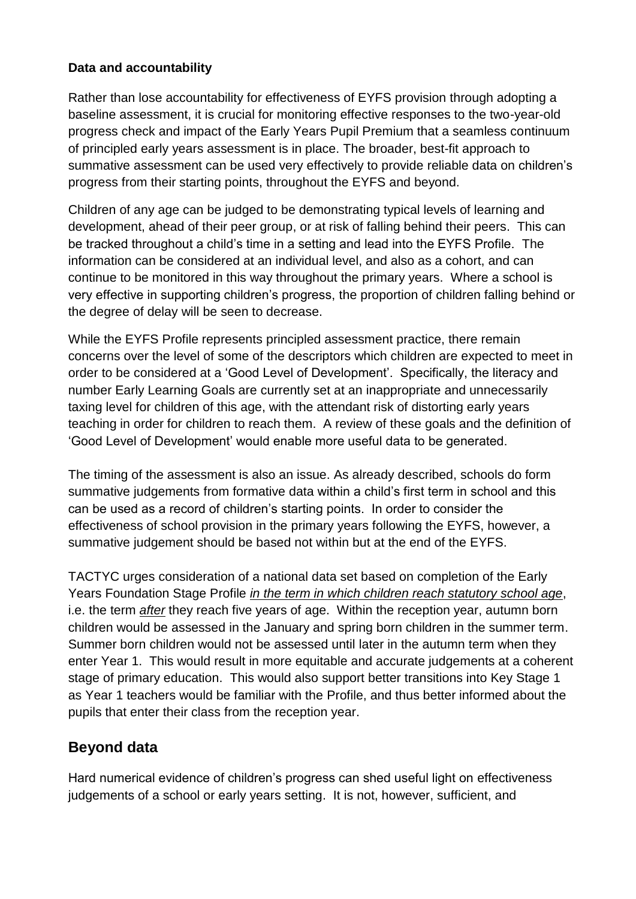**Data and accountability**

Rather than lose accountability for effectiveness of EYFS provision through adopting a baseline assessment, it is crucial for monitoring effective responses to the two-year-old progress check and impact of the Early Years Pupil Premium that a seamless continuum of principled early years assessment is in place. The broader, best-fit approach to summative assessment can be used very effectively to provide reliable data on children's progress from their starting points, throughout the EYFS and beyond.

Children of any age can be judged to be demonstrating typical levels of learning and development, ahead of their peer group, or at risk of falling behind their peers. This can be tracked throughout a child's time in a setting and lead into the EYFS Profile. The information can be considered at an individual level, and also as a cohort, and can continue to be monitored in this way throughout the primary years. Where a school is very effective in supporting children's progress, the proportion of children falling behind or the degree of delay will be seen to decrease.

While the EYFS Profile represents principled assessment practice, there remain concerns over the level of some of the descriptors which children are expected to meet in order to be considered at a 'Good Level of Development'. Specifically, the literacy and number Early Learning Goals are currently set at an inappropriate and unnecessarily taxing level for children of this age, with the attendant risk of distorting early years teaching in order for children to reach them. A review of these goals and the definition of 'Good Level of Development' would enable more useful data to be generated.

The timing of the assessment is also an issue. As already described, schools do form summative judgements from formative data within a child's first term in school and this can be used as a record of children's starting points. In order to consider the effectiveness of school provision in the primary years following the EYFS, however, a summative judgement should be based not within but at the end of the EYFS.

TACTYC urges consideration of a national data set based on completion of the Early Years Foundation Stage Profile *<u>in the term in which children reach statutory school age</u>*, i.e. the term *<u>after</u>* they reach five years of age. Within the reception year, autumn born children would be assessed in the January and spring born children in the summer term. Summer born children would not be assessed until later in the autumn term when they enter Year 1. This would result in more equitable and accurate judgements at a coherent stage of primary education. This would also support better transitions into Key Stage 1 as Year 1 teachers would be familiar with the Profile, and thus better informed about the pupils that enter their class from the reception year.

## Beyond data

Hard numerical evidence of children's progress can shed useful light on effectiveness judgements of a school or early years setting. It is not, however, sufficient, and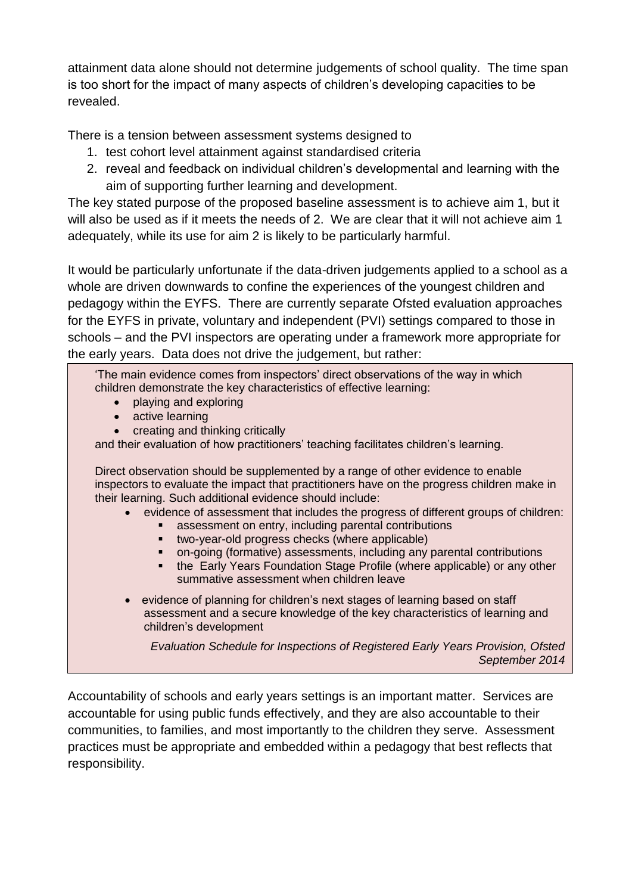attainment data alone should not determine judgements of school quality. The time span is too short for the impact of many aspects of children's developing capacities to be revealed.

There is a tension between assessment systems designed to

1. test cohort level attainment against standardised criteria
2. reveal and feedback on individual children's developmental and learning with the aim of supporting further learning and development.

The key stated purpose of the proposed baseline assessment is to achieve aim 1, but it will also be used as if it meets the needs of 2. We are clear that it will not achieve aim 1 adequately, while its use for aim 2 is likely to be particularly harmful.

It would be particularly unfortunate if the data-driven judgements applied to a school as a whole are driven downwards to confine the experiences of the youngest children and pedagogy within the EYFS. There are currently separate Ofsted evaluation approaches for the EYFS in private, voluntary and independent (PVI) settings compared to those in schools – and the PVI inspectors are operating under a framework more appropriate for the early years. Data does not drive the judgement, but rather:

> 'The main evidence comes from inspectors' direct observations of the way in which children demonstrate the key characteristics of effective learning:
>
> - playing and exploring
> - active learning
> - creating and thinking critically
>
> and their evaluation of how practitioners' teaching facilitates children's learning.
>
> Direct observation should be supplemented by a range of other evidence to enable inspectors to evaluate the impact that practitioners have on the progress children make in their learning. Such additional evidence should include:
>
> - evidence of assessment that includes the progress of different groups of children:
>     - assessment on entry, including parental contributions
>     - two-year-old progress checks (where applicable)
>     - on-going (formative) assessments, including any parental contributions
>     - the Early Years Foundation Stage Profile (where applicable) or any other summative assessment when children leave
> - evidence of planning for children's next stages of learning based on staff assessment and a secure knowledge of the key characteristics of learning and children's development
>
> *Evaluation Schedule for Inspections of Registered Early Years Provision, Ofsted September 2014*

Accountability of schools and early years settings is an important matter. Services are accountable for using public funds effectively, and they are also accountable to their communities, to families, and most importantly to the children they serve. Assessment practices must be appropriate and embedded within a pedagogy that best reflects that responsibility.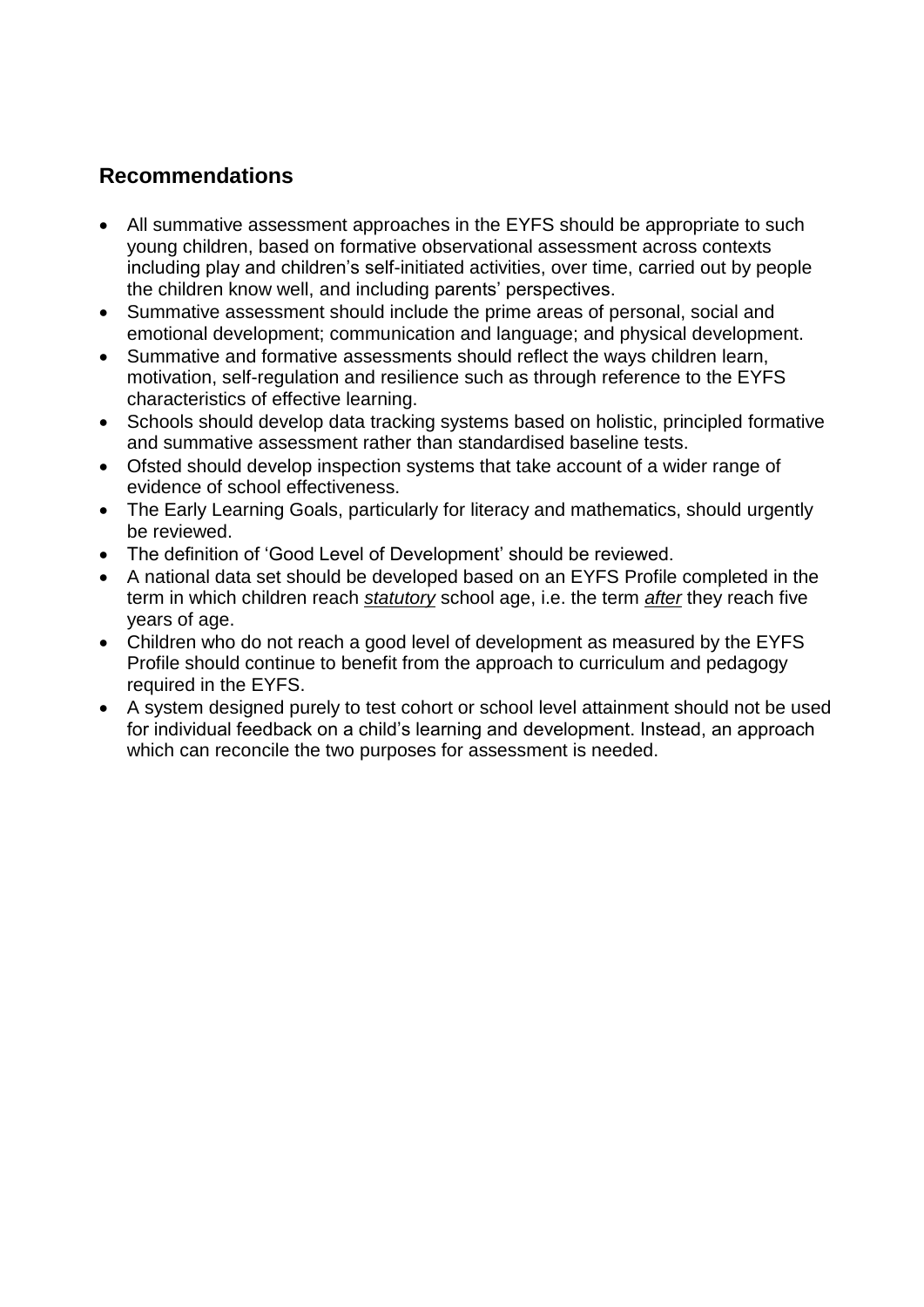## Recommendations

- All summative assessment approaches in the EYFS should be appropriate to such young children, based on formative observational assessment across contexts including play and children's self-initiated activities, over time, carried out by people the children know well, and including parents' perspectives.
- Summative assessment should include the prime areas of personal, social and emotional development; communication and language; and physical development.
- Summative and formative assessments should reflect the ways children learn, motivation, self-regulation and resilience such as through reference to the EYFS characteristics of effective learning.
- Schools should develop data tracking systems based on holistic, principled formative and summative assessment rather than standardised baseline tests.
- Ofsted should develop inspection systems that take account of a wider range of evidence of school effectiveness.
- The Early Learning Goals, particularly for literacy and mathematics, should urgently be reviewed.
- The definition of 'Good Level of Development' should be reviewed.
- A national data set should be developed based on an EYFS Profile completed in the term in which children reach <u>*statutory*</u> school age, i.e. the term <u>*after*</u> they reach five years of age.
- Children who do not reach a good level of development as measured by the EYFS Profile should continue to benefit from the approach to curriculum and pedagogy required in the EYFS.
- A system designed purely to test cohort or school level attainment should not be used for individual feedback on a child's learning and development. Instead, an approach which can reconcile the two purposes for assessment is needed.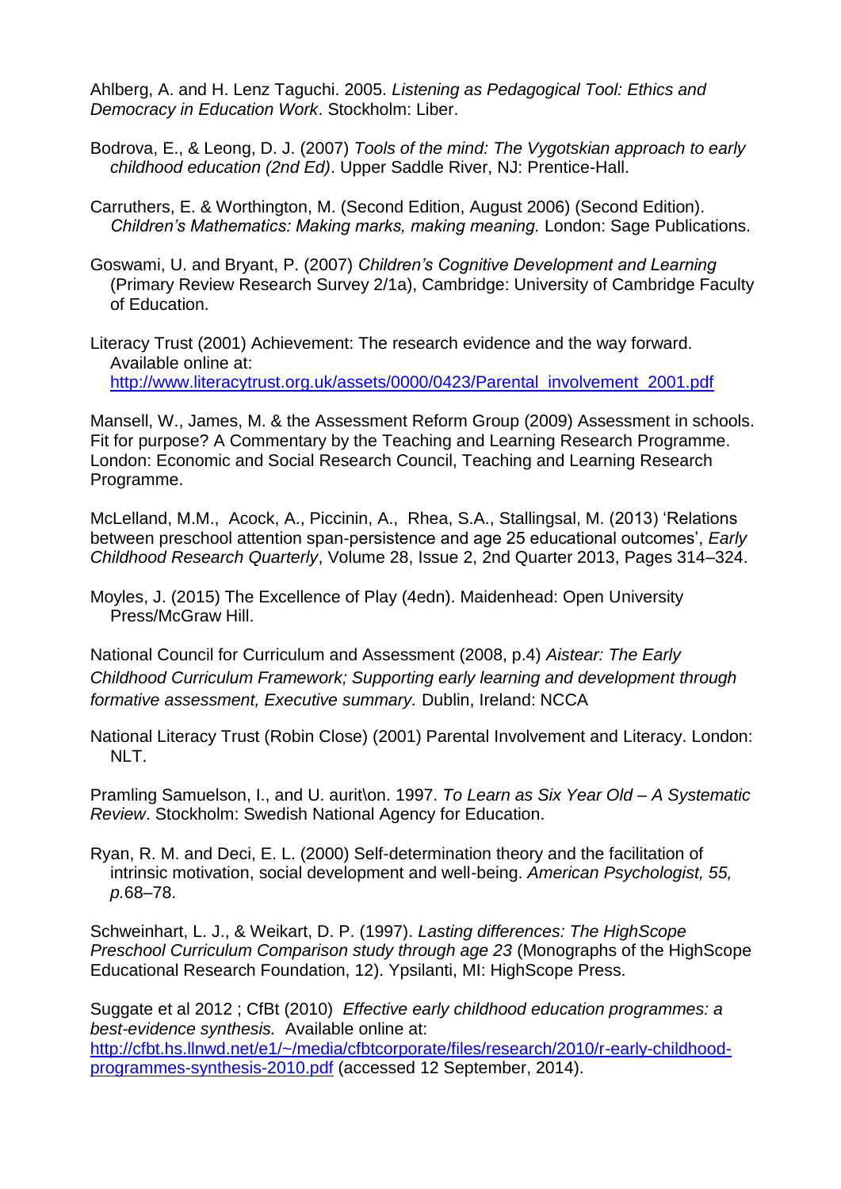Ahlberg, A. and H. Lenz Taguchi. 2005. *Listening as Pedagogical Tool: Ethics and Democracy in Education Work*. Stockholm: Liber.

Bodrova, E., & Leong, D. J. (2007) *Tools of the mind: The Vygotskian approach to early childhood education (2nd Ed)*. Upper Saddle River, NJ: Prentice-Hall.

Carruthers, E. & Worthington, M. (Second Edition, August 2006) (Second Edition). *Children's Mathematics: Making marks, making meaning.* London: Sage Publications.

Goswami, U. and Bryant, P. (2007) *Children's Cognitive Development and Learning* (Primary Review Research Survey 2/1a), Cambridge: University of Cambridge Faculty of Education.

Literacy Trust (2001) Achievement: The research evidence and the way forward. Available online at: [http://www.literacytrust.org.uk/assets/0000/0423/Parental_involvement_2001.pdf](http://www.literacytrust.org.uk/assets/0000/0423/Parental_involvement_2001.pdf)

Mansell, W., James, M. & the Assessment Reform Group (2009) Assessment in schools. Fit for purpose? A Commentary by the Teaching and Learning Research Programme. London: Economic and Social Research Council, Teaching and Learning Research Programme.

McLelland, M.M., Acock, A., Piccinin, A., Rhea, S.A., Stallingsal, M. (2013) 'Relations between preschool attention span-persistence and age 25 educational outcomes', *Early Childhood Research Quarterly*, Volume 28, Issue 2, 2nd Quarter 2013, Pages 314–324.

Moyles, J. (2015) The Excellence of Play (4edn). Maidenhead: Open University Press/McGraw Hill.

National Council for Curriculum and Assessment (2008, p.4) *Aistear: The Early Childhood Curriculum Framework; Supporting early learning and development through formative assessment, Executive summary.* Dublin, Ireland: NCCA

National Literacy Trust (Robin Close) (2001) Parental Involvement and Literacy. London: NLT.

Pramling Samuelson, I., and U. aurit\on. 1997. *To Learn as Six Year Old – A Systematic Review*. Stockholm: Swedish National Agency for Education.

Ryan, R. M. and Deci, E. L. (2000) Self-determination theory and the facilitation of intrinsic motivation, social development and well-being. *American Psychologist, 55, p.*68–78.

Schweinhart, L. J., & Weikart, D. P. (1997). *Lasting differences: The HighScope Preschool Curriculum Comparison study through age 23* (Monographs of the HighScope Educational Research Foundation, 12). Ypsilanti, MI: HighScope Press.

Suggate et al 2012 ; CfBt (2010) *Effective early childhood education programmes: a best-evidence synthesis.* Available online at: [http://cfbt.hs.llnwd.net/e1/~/media/cfbtcorporate/files/research/2010/r-early-childhood-programmes-synthesis-2010.pdf](http://cfbt.hs.llnwd.net/e1/~/media/cfbtcorporate/files/research/2010/r-early-childhood-programmes-synthesis-2010.pdf) (accessed 12 September, 2014).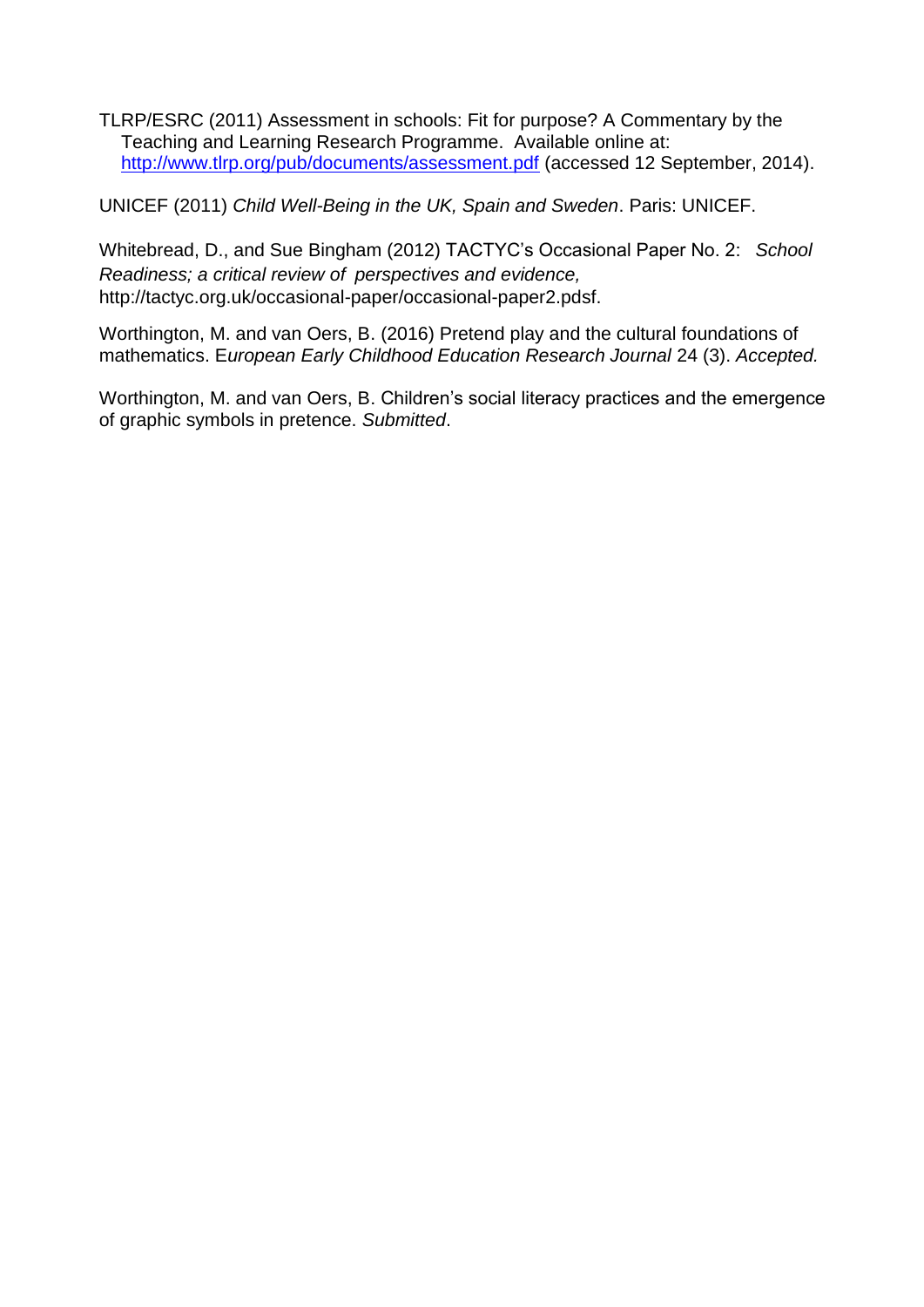TLRP/ESRC (2011) Assessment in schools: Fit for purpose? A Commentary by the Teaching and Learning Research Programme. Available online at: http://www.tlrp.org/pub/documents/assessment.pdf (accessed 12 September, 2014).

UNICEF (2011) *Child Well-Being in the UK, Spain and Sweden*. Paris: UNICEF.

Whitebread, D., and Sue Bingham (2012) TACTYC's Occasional Paper No. 2: *School Readiness; a critical review of perspectives and evidence,* http://tactyc.org.uk/occasional-paper/occasional-paper2.pdsf.

Worthington, M. and van Oers, B. (2016) Pretend play and the cultural foundations of mathematics. E*uropean Early Childhood Education Research Journal* 24 (3). *Accepted.*

Worthington, M. and van Oers, B. Children's social literacy practices and the emergence of graphic symbols in pretence. *Submitted*.